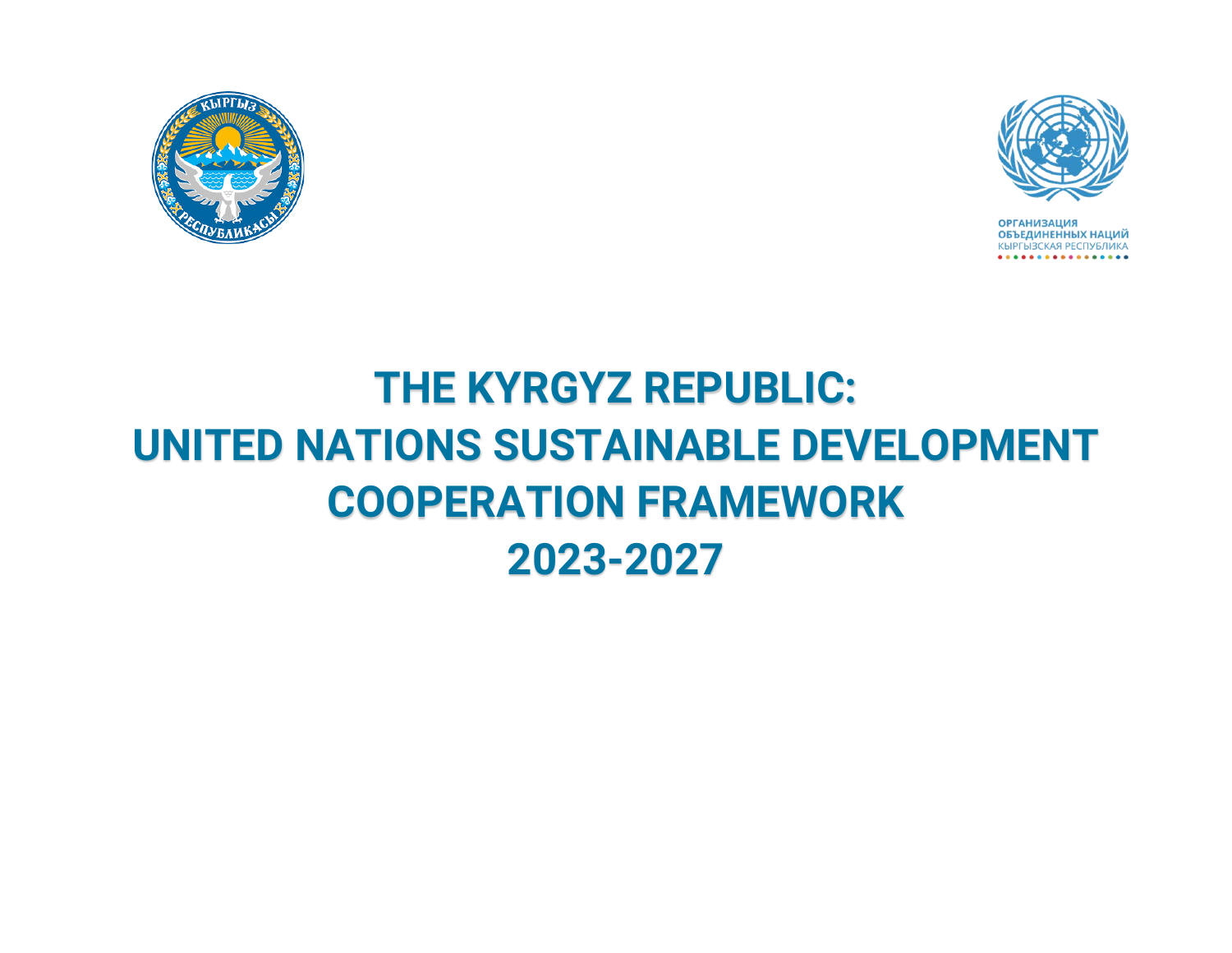ОРГАНИЗАЦИЯ
ОБЪЕДИНЕННЫХ НАЦИЙ
КЫРГЫЗСКАЯ РЕСПУБЛИКА

# THE KYRGYZ REPUBLIC: UNITED NATIONS SUSTAINABLE DEVELOPMENT COOPERATION FRAMEWORK 2023-2027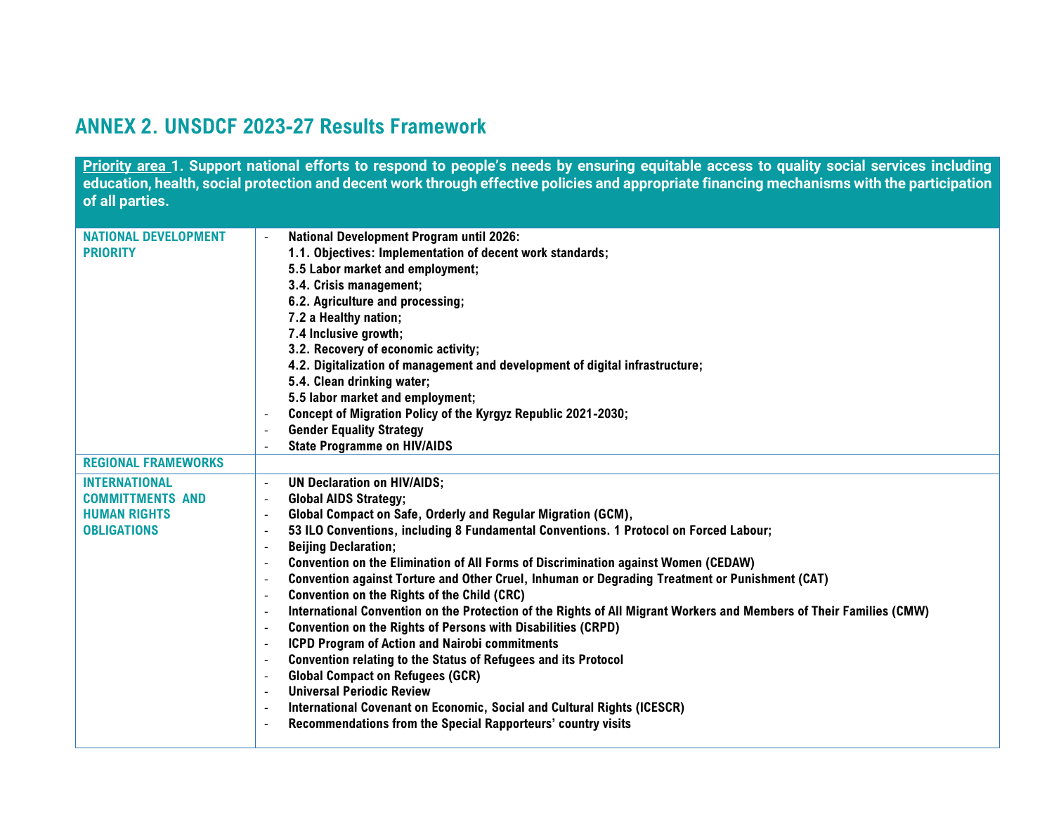## ANNEX 2. UNSDCF 2023-27 Results Framework

| **Priority area 1. Support national efforts to respond to people's needs by ensuring equitable access to quality social services including education, health, social protection and decent work through effective policies and appropriate financing mechanisms with the participation of all parties.** | |
|---|---|
| **NATIONAL DEVELOPMENT PRIORITY** | - **National Development Program until 2026:**<br>**1.1. Objectives: Implementation of decent work standards;**<br>**5.5 Labor market and employment;**<br>**3.4. Crisis management;**<br>**6.2. Agriculture and processing;**<br>**7.2 a Healthy nation;**<br>**7.4 Inclusive growth;**<br>**3.2. Recovery of economic activity;**<br>**4.2. Digitalization of management and development of digital infrastructure;**<br>**5.4. Clean drinking water;**<br>**5.5 labor market and employment;**<br>- **Concept of Migration Policy of the Kyrgyz Republic 2021-2030;**<br>- **Gender Equality Strategy**<br>- **State Programme on HIV/AIDS** |
| **REGIONAL FRAMEWORKS** | |
| **INTERNATIONAL COMMITTMENTS AND HUMAN RIGHTS OBLIGATIONS** | - **UN Declaration on HIV/AIDS;**<br>- **Global AIDS Strategy;**<br>- **Global Compact on Safe, Orderly and Regular Migration (GCM),**<br>- **53 ILO Conventions, including 8 Fundamental Conventions. 1 Protocol on Forced Labour;**<br>- **Beijing Declaration;**<br>- **Convention on the Elimination of All Forms of Discrimination against Women (CEDAW)**<br>- **Convention against Torture and Other Cruel, Inhuman or Degrading Treatment or Punishment (CAT)**<br>- **Convention on the Rights of the Child (CRC)**<br>- **International Convention on the Protection of the Rights of All Migrant Workers and Members of Their Families (CMW)**<br>- **Convention on the Rights of Persons with Disabilities (CRPD)**<br>- **ICPD Program of Action and Nairobi commitments**<br>- **Convention relating to the Status of Refugees and its Protocol**<br>- **Global Compact on Refugees (GCR)**<br>- **Universal Periodic Review**<br>- **International Covenant on Economic, Social and Cultural Rights (ICESCR)**<br>- **Recommendations from the Special Rapporteurs' country visits** |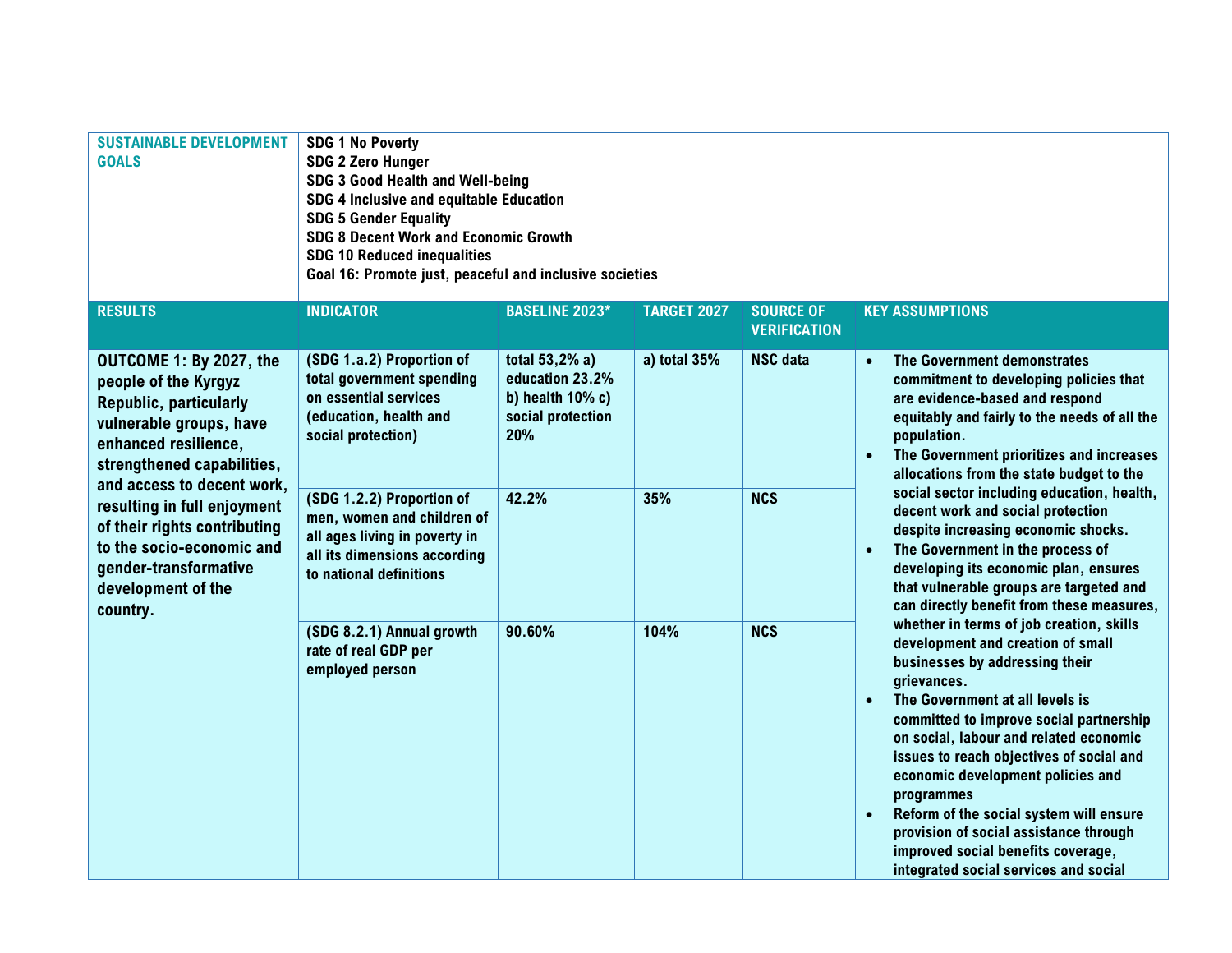| SUSTAINABLE DEVELOPMENT GOALS | SDG 1 No Poverty<br>SDG 2 Zero Hunger<br>SDG 3 Good Health and Well-being<br>SDG 4 Inclusive and equitable Education<br>SDG 5 Gender Equality<br>SDG 8 Decent Work and Economic Growth<br>SDG 10 Reduced inequalities<br>Goal 16: Promote just, peaceful and inclusive societies | | | | |
|---|---|---|---|---|---|
| **RESULTS** | **INDICATOR** | **BASELINE 2023*** | **TARGET 2027** | **SOURCE OF VERIFICATION** | **KEY ASSUMPTIONS** |
| **OUTCOME 1: By 2027, the people of the Kyrgyz Republic, particularly vulnerable groups, have enhanced resilience, strengthened capabilities, and access to decent work, resulting in full enjoyment of their rights contributing to the socio-economic and gender-transformative development of the country.** | (SDG 1.a.2) Proportion of total government spending on essential services (education, health and social protection) | total 53,2% a) education 23.2% b) health 10% c) social protection 20% | a) total 35% | NSC data | • The Government demonstrates commitment to developing policies that are evidence-based and respond equitably and fairly to the needs of all the population.<br>• The Government prioritizes and increases allocations from the state budget to the social sector including education, health, decent work and social protection despite increasing economic shocks.<br>• The Government in the process of developing its economic plan, ensures that vulnerable groups are targeted and can directly benefit from these measures, whether in terms of job creation, skills development and creation of small businesses by addressing their grievances.<br>• The Government at all levels is committed to improve social partnership on social, labour and related economic issues to reach objectives of social and economic development policies and programmes<br>• Reform of the social system will ensure provision of social assistance through improved social benefits coverage, integrated social services and social |
| | (SDG 1.2.2) Proportion of men, women and children of all ages living in poverty in all its dimensions according to national definitions | 42.2% | 35% | NCS | |
| | (SDG 8.2.1) Annual growth rate of real GDP per employed person | 90.60% | 104% | NCS | |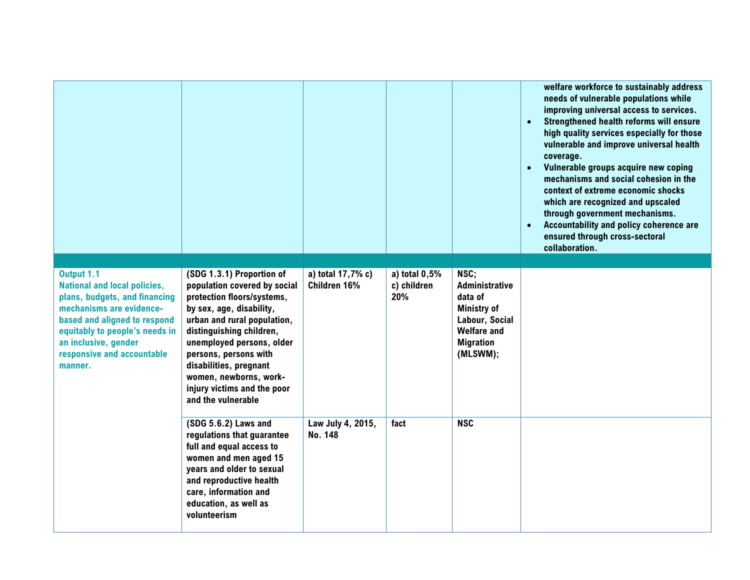| | | | | | |
|---|---|---|---|---|---|
| | | | | | welfare workforce to sustainably address needs of vulnerable populations while improving universal access to services.<br>• Strengthened health reforms will ensure high quality services especially for those vulnerable and improve universal health coverage.<br>• Vulnerable groups acquire new coping mechanisms and social cohesion in the context of extreme economic shocks which are recognized and upscaled through government mechanisms.<br>• Accountability and policy coherence are ensured through cross-sectoral collaboration. |
| | | | | | |
| **Output 1.1**<br>**National and local policies, plans, budgets, and financing mechanisms are evidence-based and aligned to respond equitably to people's needs in an inclusive, gender responsive and accountable manner.** | **(SDG 1.3.1) Proportion of population covered by social protection floors/systems, by sex, age, disability, urban and rural population, distinguishing children, unemployed persons, older persons, persons with disabilities, pregnant women, newborns, work-injury victims and the poor and the vulnerable** | **a) total 17,7% c) Children 16%** | **a) total 0,5% c) children 20%** | **NSC; Administrative data of Ministry of Labour, Social Welfare and Migration (MLSWM);** | |
| | **(SDG 5.6.2) Laws and regulations that guarantee full and equal access to women and men aged 15 years and older to sexual and reproductive health care, information and education, as well as volunteerism** | **Law July 4, 2015, No. 148** | **fact** | **NSC** | |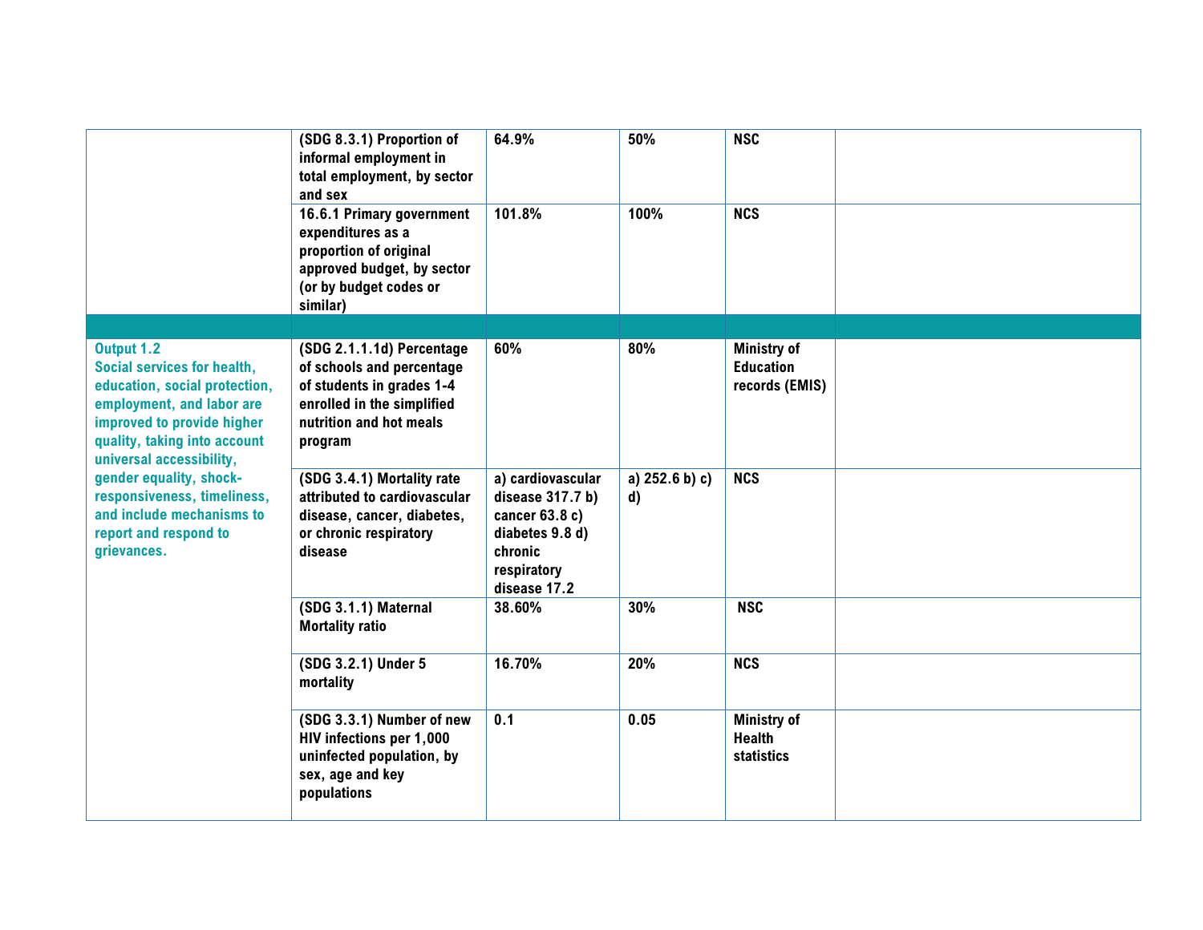| | | | | | |
|---|---|---|---|---|---|
| | **(SDG 8.3.1) Proportion of informal employment in total employment, by sector and sex** | **64.9%** | **50%** | **NSC** | |
| | **16.6.1 Primary government expenditures as a proportion of original approved budget, by sector (or by budget codes or similar)** | **101.8%** | **100%** | **NCS** | |
| | | | | | |
| **Output 1.2 Social services for health, education, social protection, employment, and labor are improved to provide higher quality, taking into account universal accessibility, gender equality, shock-responsiveness, timeliness, and include mechanisms to report and respond to grievances.** | **(SDG 2.1.1.1d) Percentage of schools and percentage of students in grades 1-4 enrolled in the simplified nutrition and hot meals program** | **60%** | **80%** | **Ministry of Education records (EMIS)** | |
| | **(SDG 3.4.1) Mortality rate attributed to cardiovascular disease, cancer, diabetes, or chronic respiratory disease** | **a) cardiovascular disease 317.7 b) cancer 63.8 c) diabetes 9.8 d) chronic respiratory disease 17.2** | **a) 252.6 b) c) d)** | **NCS** | |
| | **(SDG 3.1.1) Maternal Mortality ratio** | **38.60%** | **30%** | **NSC** | |
| | **(SDG 3.2.1) Under 5 mortality** | **16.70%** | **20%** | **NCS** | |
| | **(SDG 3.3.1) Number of new HIV infections per 1,000 uninfected population, by sex, age and key populations** | **0.1** | **0.05** | **Ministry of Health statistics** | |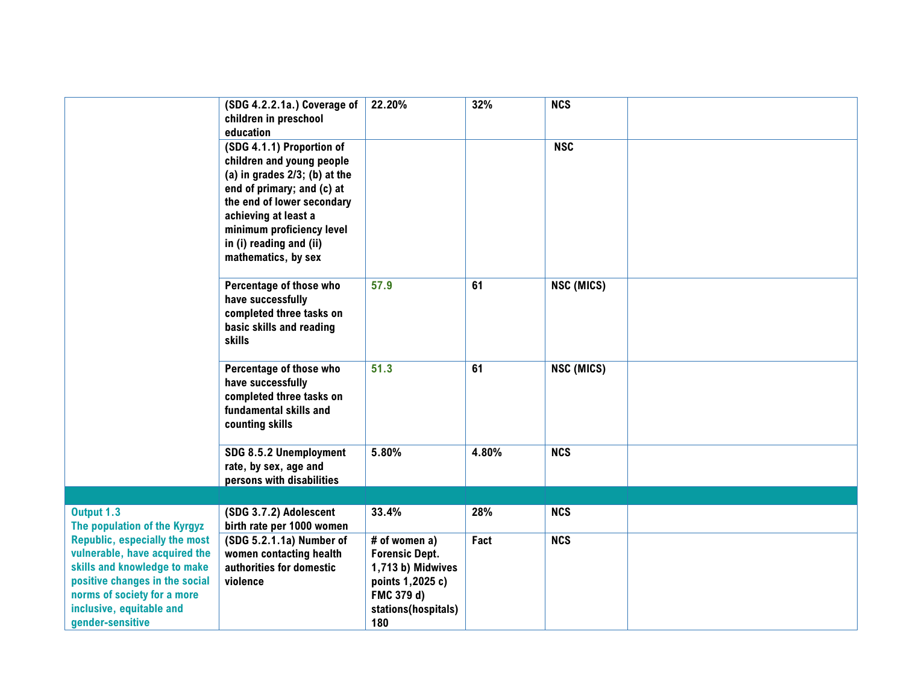| | | | | | |
|---|---|---|---|---|---|
| | **(SDG 4.2.2.1a.) Coverage of children in preschool education** | **22.20%** | **32%** | **NCS** | |
| | **(SDG 4.1.1) Proportion of children and young people (a) in grades 2/3; (b) at the end of primary; and (c) at the end of lower secondary achieving at least a minimum proficiency level in (i) reading and (ii) mathematics, by sex** | | | **NSC** | |
| | **Percentage of those who have successfully completed three tasks on basic skills and reading skills** | **57.9** | **61** | **NSC (MICS)** | |
| | **Percentage of those who have successfully completed three tasks on fundamental skills and counting skills** | **51.3** | **61** | **NSC (MICS)** | |
| | **SDG 8.5.2 Unemployment rate, by sex, age and persons with disabilities** | **5.80%** | **4.80%** | **NCS** | |
| | | | | | |
| **Output 1.3 The population of the Kyrgyz Republic, especially the most vulnerable, have acquired the skills and knowledge to make positive changes in the social norms of society for a more inclusive, equitable and gender-sensitive** | **(SDG 3.7.2) Adolescent birth rate per 1000 women** | **33.4%** | **28%** | **NCS** | |
| | **(SDG 5.2.1.1a) Number of women contacting health authorities for domestic violence** | **# of women a) Forensic Dept. 1,713 b) Midwives points 1,2025 c) FMC 379 d) stations(hospitals) 180** | **Fact** | **NCS** | |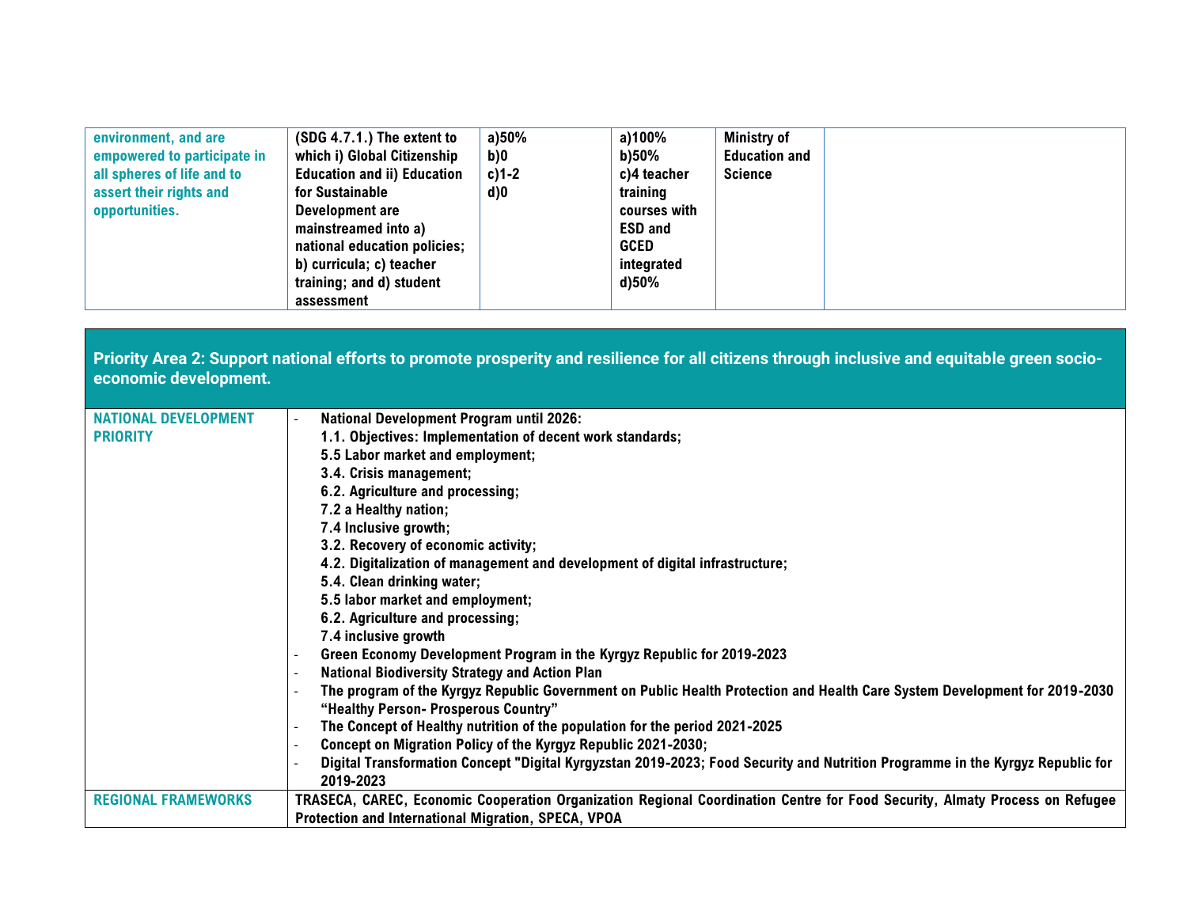| | | | | | |
|---|---|---|---|---|---|
| **environment, and are empowered to participate in all spheres of life and to assert their rights and opportunities.** | **(SDG 4.7.1.) The extent to which i) Global Citizenship Education and ii) Education for Sustainable Development are mainstreamed into a) national education policies; b) curricula; c) teacher training; and d) student assessment** | **a)50%**<br>**b)0**<br>**c)1-2**<br>**d)0** | **a)100%**<br>**b)50%**<br>**c)4 teacher training courses with ESD and GCED integrated**<br>**d)50%** | **Ministry of Education and Science** | |

## Priority Area 2: Support national efforts to promote prosperity and resilience for all citizens through inclusive and equitable green socio-economic development.

| | |
|---|---|
| **NATIONAL DEVELOPMENT PRIORITY** | - **National Development Program until 2026:**<br>**1.1. Objectives: Implementation of decent work standards;**<br>**5.5 Labor market and employment;**<br>**3.4. Crisis management;**<br>**6.2. Agriculture and processing;**<br>**7.2 a Healthy nation;**<br>**7.4 Inclusive growth;**<br>**3.2. Recovery of economic activity;**<br>**4.2. Digitalization of management and development of digital infrastructure;**<br>**5.4. Clean drinking water;**<br>**5.5 labor market and employment;**<br>**6.2. Agriculture and processing;**<br>**7.4 inclusive growth**<br>- **Green Economy Development Program in the Kyrgyz Republic for 2019-2023**<br>- **National Biodiversity Strategy and Action Plan**<br>- **The program of the Kyrgyz Republic Government on Public Health Protection and Health Care System Development for 2019-2030 "Healthy Person- Prosperous Country"**<br>- **The Concept of Healthy nutrition of the population for the period 2021-2025**<br>- **Concept on Migration Policy of the Kyrgyz Republic 2021-2030;**<br>- **Digital Transformation Concept "Digital Kyrgyzstan 2019-2023; Food Security and Nutrition Programme in the Kyrgyz Republic for 2019-2023** |
| **REGIONAL FRAMEWORKS** | **TRASECA, CAREC, Economic Cooperation Organization Regional Coordination Centre for Food Security, Almaty Process on Refugee Protection and International Migration, SPECA, VPOA** |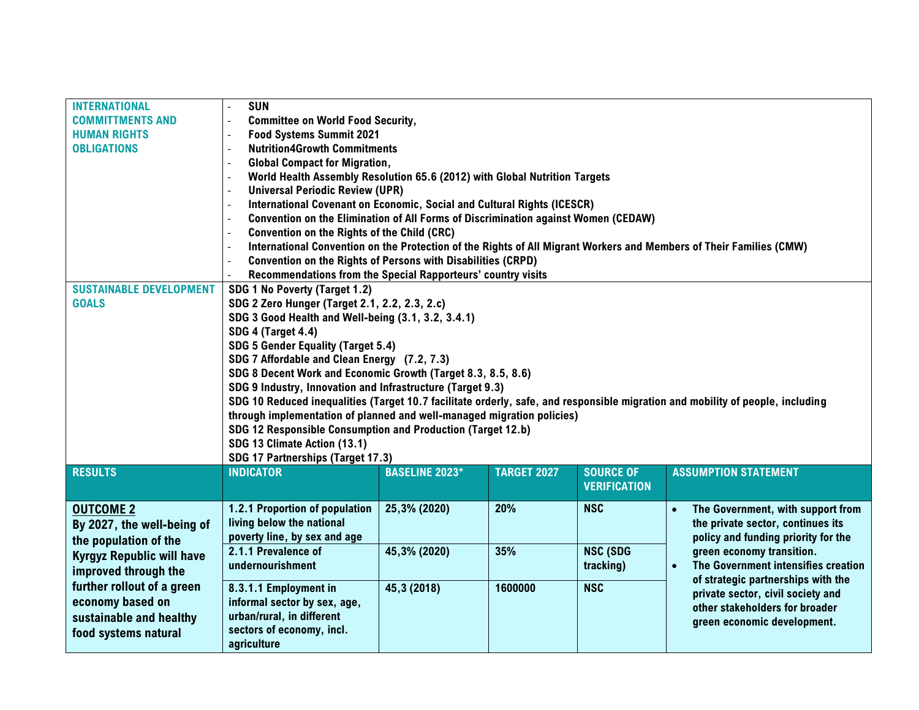| | | | | | |
|---|---|---|---|---|---|
| **INTERNATIONAL COMMITTMENTS AND HUMAN RIGHTS OBLIGATIONS** | - **SUN**<br>- **Committee on World Food Security,**<br>- **Food Systems Summit 2021**<br>- **Nutrition4Growth Commitments**<br>- **Global Compact for Migration,**<br>- **World Health Assembly Resolution 65.6 (2012) with Global Nutrition Targets**<br>- **Universal Periodic Review (UPR)**<br>- **International Covenant on Economic, Social and Cultural Rights (ICESCR)**<br>- **Convention on the Elimination of All Forms of Discrimination against Women (CEDAW)**<br>- **Convention on the Rights of the Child (CRC)**<br>- **International Convention on the Protection of the Rights of All Migrant Workers and Members of Their Families (CMW)**<br>- **Convention on the Rights of Persons with Disabilities (CRPD)**<br>- **Recommendations from the Special Rapporteurs' country visits** | | | | |
| **SUSTAINABLE DEVELOPMENT GOALS** | **SDG 1 No Poverty (Target 1.2)**<br>**SDG 2 Zero Hunger (Target 2.1, 2.2, 2.3, 2.c)**<br>**SDG 3 Good Health and Well-being (3.1, 3.2, 3.4.1)**<br>**SDG 4 (Target 4.4)**<br>**SDG 5 Gender Equality (Target 5.4)**<br>**SDG 7 Affordable and Clean Energy (7.2, 7.3)**<br>**SDG 8 Decent Work and Economic Growth (Target 8.3, 8.5, 8.6)**<br>**SDG 9 Industry, Innovation and Infrastructure (Target 9.3)**<br>**SDG 10 Reduced inequalities (Target 10.7 facilitate orderly, safe, and responsible migration and mobility of people, including through implementation of planned and well-managed migration policies)**<br>**SDG 12 Responsible Consumption and Production (Target 12.b)**<br>**SDG 13 Climate Action (13.1)**<br>**SDG 17 Partnerships (Target 17.3)** | | | | |
| **RESULTS** | **INDICATOR** | **BASELINE 2023*** | **TARGET 2027** | **SOURCE OF VERIFICATION** | **ASSUMPTION STATEMENT** |
| **OUTCOME 2**<br>**By 2027, the well-being of the population of the Kyrgyz Republic will have improved through the further rollout of a green economy based on sustainable and healthy food systems natural** | **1.2.1 Proportion of population living below the national poverty line, by sex and age** | **25,3% (2020)** | **20%** | **NSC** | • **The Government, with support from the private sector, continues its policy and funding priority for the green economy transition.**<br>• **The Government intensifies creation of strategic partnerships with the private sector, civil society and other stakeholders for broader green economic development.** |
| | **2.1.1 Prevalence of undernourishment** | **45,3% (2020)** | **35%** | **NSC (SDG tracking)** | |
| | **8.3.1.1 Employment in informal sector by sex, age, urban/rural, in different sectors of economy, incl. agriculture** | **45,3 (2018)** | **1600000** | **NSC** | |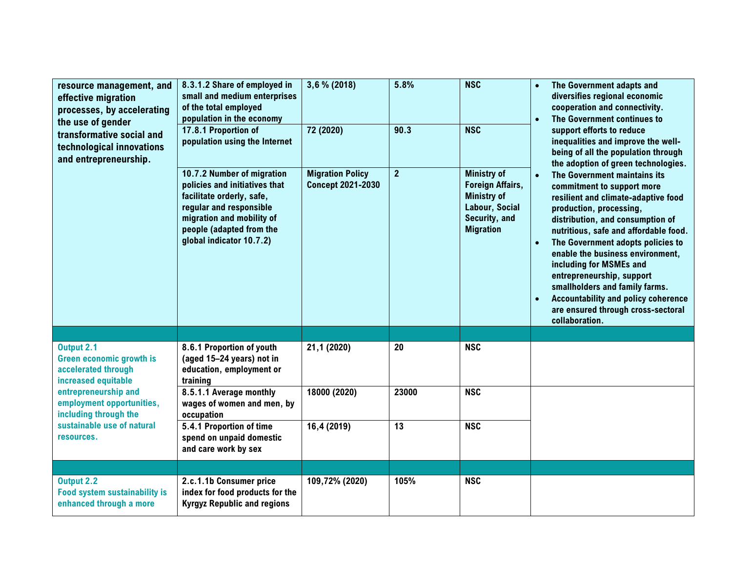| | | | | | |
|---|---|---|---|---|---|
| resource management, and effective migration processes, by accelerating the use of gender transformative social and technological innovations and entrepreneurship. | 8.3.1.2 Share of employed in small and medium enterprises of the total employed population in the economy | 3,6 % (2018) | 5.8% | NSC | • The Government adapts and diversifies regional economic cooperation and connectivity.<br>• The Government continues to support efforts to reduce inequalities and improve the well-being of all the population through the adoption of green technologies.<br>• The Government maintains its commitment to support more resilient and climate-adaptive food production, processing, distribution, and consumption of nutritious, safe and affordable food.<br>• The Government adopts policies to enable the business environment, including for MSMEs and entrepreneurship, support smallholders and family farms.<br>• Accountability and policy coherence are ensured through cross-sectoral collaboration. |
| | 17.8.1 Proportion of population using the Internet | 72 (2020) | 90.3 | NSC | |
| | 10.7.2 Number of migration policies and initiatives that facilitate orderly, safe, regular and responsible migration and mobility of people (adapted from the global indicator 10.7.2) | Migration Policy Concept 2021-2030 | 2 | Ministry of Foreign Affairs, Ministry of Labour, Social Security, and Migration | |
| | | | | | |
| Output 2.1<br>Green economic growth is accelerated through increased equitable entrepreneurship and employment opportunities, including through the sustainable use of natural resources. | 8.6.1 Proportion of youth (aged 15–24 years) not in education, employment or training | 21,1 (2020) | 20 | NSC | |
| | 8.5.1.1 Average monthly wages of women and men, by occupation | 18000 (2020) | 23000 | NSC | |
| | 5.4.1 Proportion of time spend on unpaid domestic and care work by sex | 16,4 (2019) | 13 | NSC | |
| | | | | | |
| Output 2.2<br>Food system sustainability is enhanced through a more | 2.c.1.1b Consumer price index for food products for the Kyrgyz Republic and regions | 109,72% (2020) | 105% | NSC | |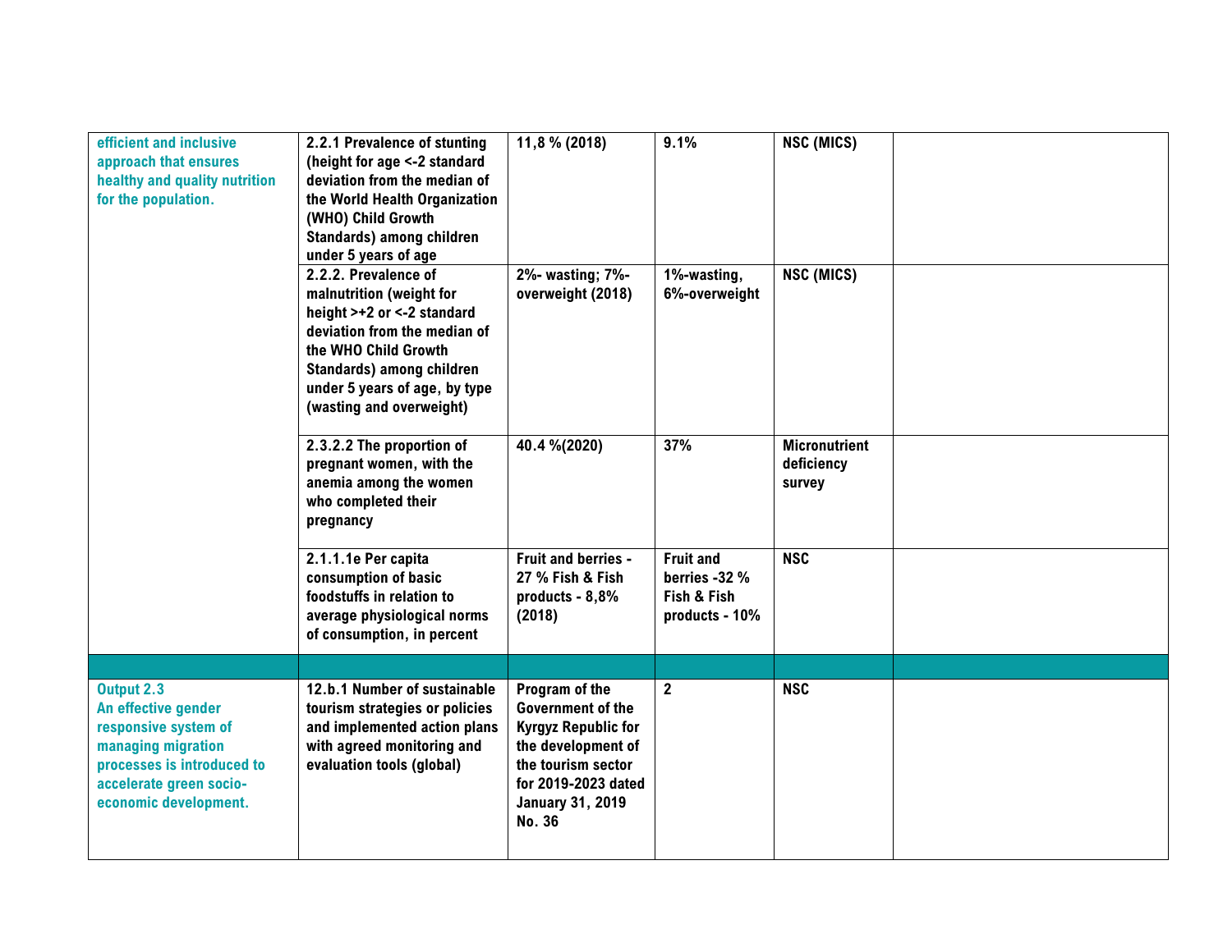| | | | | | |
|---|---|---|---|---|---|
| efficient and inclusive approach that ensures healthy and quality nutrition for the population. | 2.2.1 Prevalence of stunting (height for age <-2 standard deviation from the median of the World Health Organization (WHO) Child Growth Standards) among children under 5 years of age | 11,8 % (2018) | 9.1% | NSC (MICS) | |
| | 2.2.2. Prevalence of malnutrition (weight for height >+2 or <-2 standard deviation from the median of the WHO Child Growth Standards) among children under 5 years of age, by type (wasting and overweight) | 2%- wasting; 7%- overweight (2018) | 1%-wasting, 6%-overweight | NSC (MICS) | |
| | 2.3.2.2 The proportion of pregnant women, with the anemia among the women who completed their pregnancy | 40.4 %(2020) | 37% | Micronutrient deficiency survey | |
| | 2.1.1.1e Per capita consumption of basic foodstuffs in relation to average physiological norms of consumption, in percent | Fruit and berries - 27 % Fish & Fish products - 8,8% (2018) | Fruit and berries -32 % Fish & Fish products - 10% | NSC | |
| | | | | | |
| Output 2.3 An effective gender responsive system of managing migration processes is introduced to accelerate green socio-economic development. | 12.b.1 Number of sustainable tourism strategies or policies and implemented action plans with agreed monitoring and evaluation tools (global) | Program of the Government of the Kyrgyz Republic for the development of the tourism sector for 2019-2023 dated January 31, 2019 No. 36 | 2 | NSC | |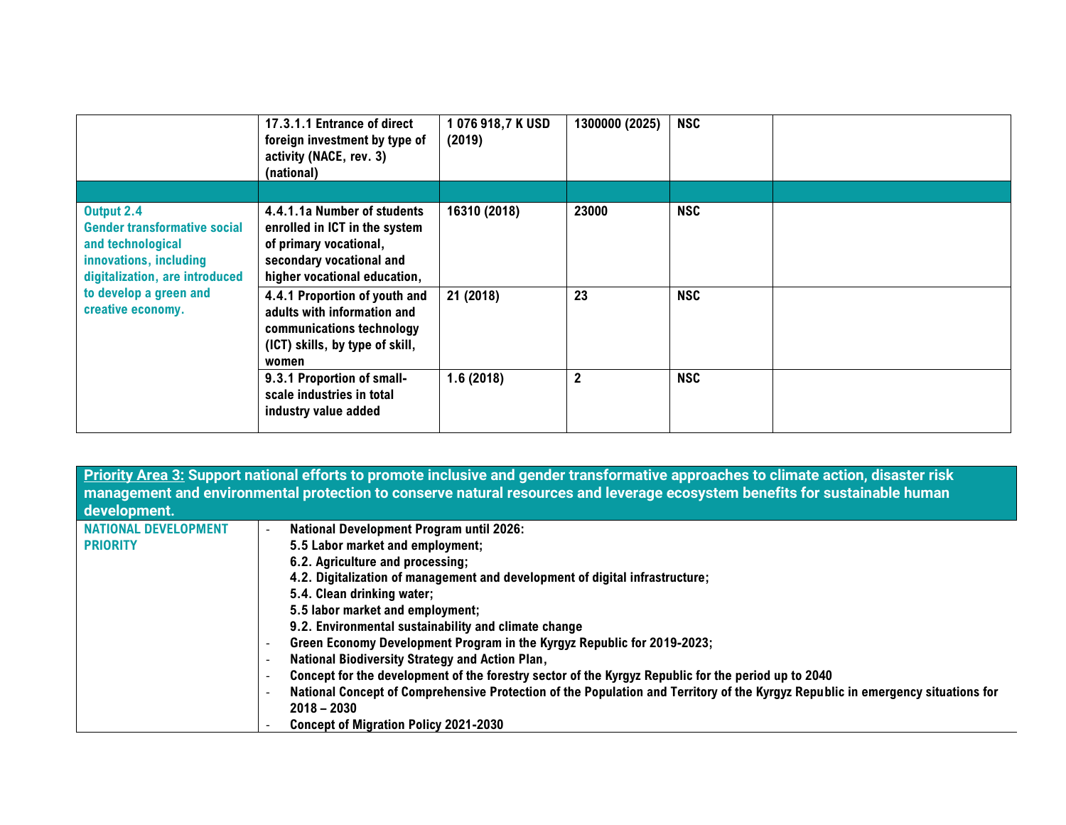| | | | | | |
|---|---|---|---|---|---|
| | **17.3.1.1 Entrance of direct foreign investment by type of activity (NACE, rev. 3) (national)** | **1 076 918,7 K USD (2019)** | **1300000 (2025)** | **NSC** | |
| | | | | | |
| **Output 2.4 Gender transformative social and technological innovations, including digitalization, are introduced to develop a green and creative economy.** | **4.4.1.1a Number of students enrolled in ICT in the system of primary vocational, secondary vocational and higher vocational education,** | **16310 (2018)** | **23000** | **NSC** | |
| | **4.4.1 Proportion of youth and adults with information and communications technology (ICT) skills, by type of skill, women** | **21 (2018)** | **23** | **NSC** | |
| | **9.3.1 Proportion of small-scale industries in total industry value added** | **1.6 (2018)** | **2** | **NSC** | |

| **Priority Area 3: Support national efforts to promote inclusive and gender transformative approaches to climate action, disaster risk management and environmental protection to conserve natural resources and leverage ecosystem benefits for sustainable human development.** | |
|---|---|
| **NATIONAL DEVELOPMENT PRIORITY** | - **National Development Program until 2026:** <br> **5.5 Labor market and employment;** <br> **6.2. Agriculture and processing;** <br> **4.2. Digitalization of management and development of digital infrastructure;** <br> **5.4. Clean drinking water;** <br> **5.5 labor market and employment;** <br> **9.2. Environmental sustainability and climate change** <br> - **Green Economy Development Program in the Kyrgyz Republic for 2019-2023;** <br> - **National Biodiversity Strategy and Action Plan,** <br> - **Concept for the development of the forestry sector of the Kyrgyz Republic for the period up to 2040** <br> - **National Concept of Comprehensive Protection of the Population and Territory of the Kyrgyz Republic in emergency situations for 2018 – 2030** <br> - **Concept of Migration Policy 2021-2030** |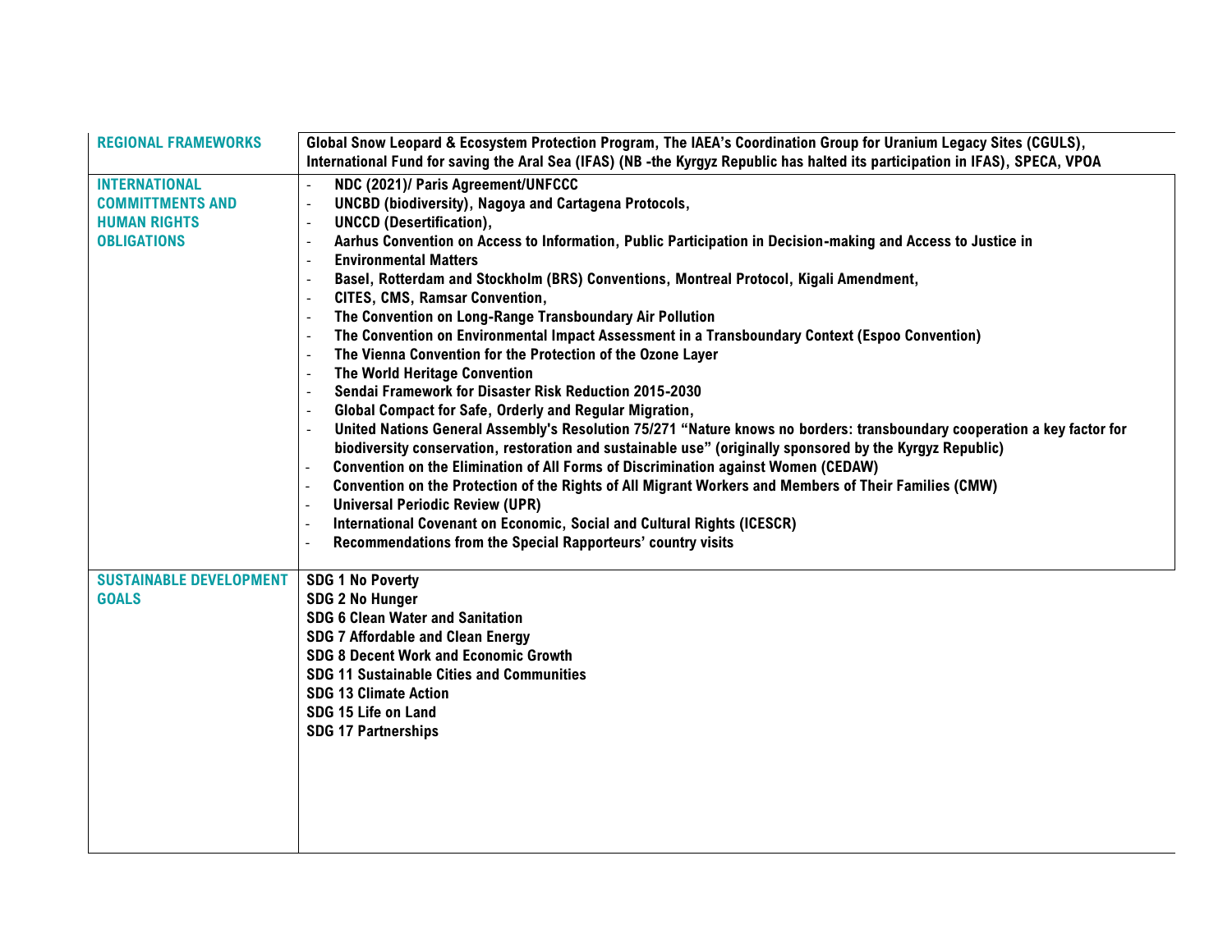| REGIONAL FRAMEWORKS | Global Snow Leopard & Ecosystem Protection Program, The IAEA's Coordination Group for Uranium Legacy Sites (CGULS), International Fund for saving the Aral Sea (IFAS) (NB -the Kyrgyz Republic has halted its participation in IFAS), SPECA, VPOA |
|---|---|
| INTERNATIONAL COMMITTMENTS AND HUMAN RIGHTS OBLIGATIONS | - NDC (2021)/ Paris Agreement/UNFCCC<br>- UNCBD (biodiversity), Nagoya and Cartagena Protocols,<br>- UNCCD (Desertification),<br>- Aarhus Convention on Access to Information, Public Participation in Decision-making and Access to Justice in<br>- Environmental Matters<br>- Basel, Rotterdam and Stockholm (BRS) Conventions, Montreal Protocol, Kigali Amendment,<br>- CITES, CMS, Ramsar Convention,<br>- The Convention on Long-Range Transboundary Air Pollution<br>- The Convention on Environmental Impact Assessment in a Transboundary Context (Espoo Convention)<br>- The Vienna Convention for the Protection of the Ozone Layer<br>- The World Heritage Convention<br>- Sendai Framework for Disaster Risk Reduction 2015-2030<br>- Global Compact for Safe, Orderly and Regular Migration,<br>- United Nations General Assembly's Resolution 75/271 "Nature knows no borders: transboundary cooperation a key factor for biodiversity conservation, restoration and sustainable use" (originally sponsored by the Kyrgyz Republic)<br>- Convention on the Elimination of All Forms of Discrimination against Women (CEDAW)<br>- Convention on the Protection of the Rights of All Migrant Workers and Members of Their Families (CMW)<br>- Universal Periodic Review (UPR)<br>- International Covenant on Economic, Social and Cultural Rights (ICESCR)<br>- Recommendations from the Special Rapporteurs' country visits |
| SUSTAINABLE DEVELOPMENT GOALS | SDG 1 No Poverty<br>SDG 2 No Hunger<br>SDG 6 Clean Water and Sanitation<br>SDG 7 Affordable and Clean Energy<br>SDG 8 Decent Work and Economic Growth<br>SDG 11 Sustainable Cities and Communities<br>SDG 13 Climate Action<br>SDG 15 Life on Land<br>SDG 17 Partnerships |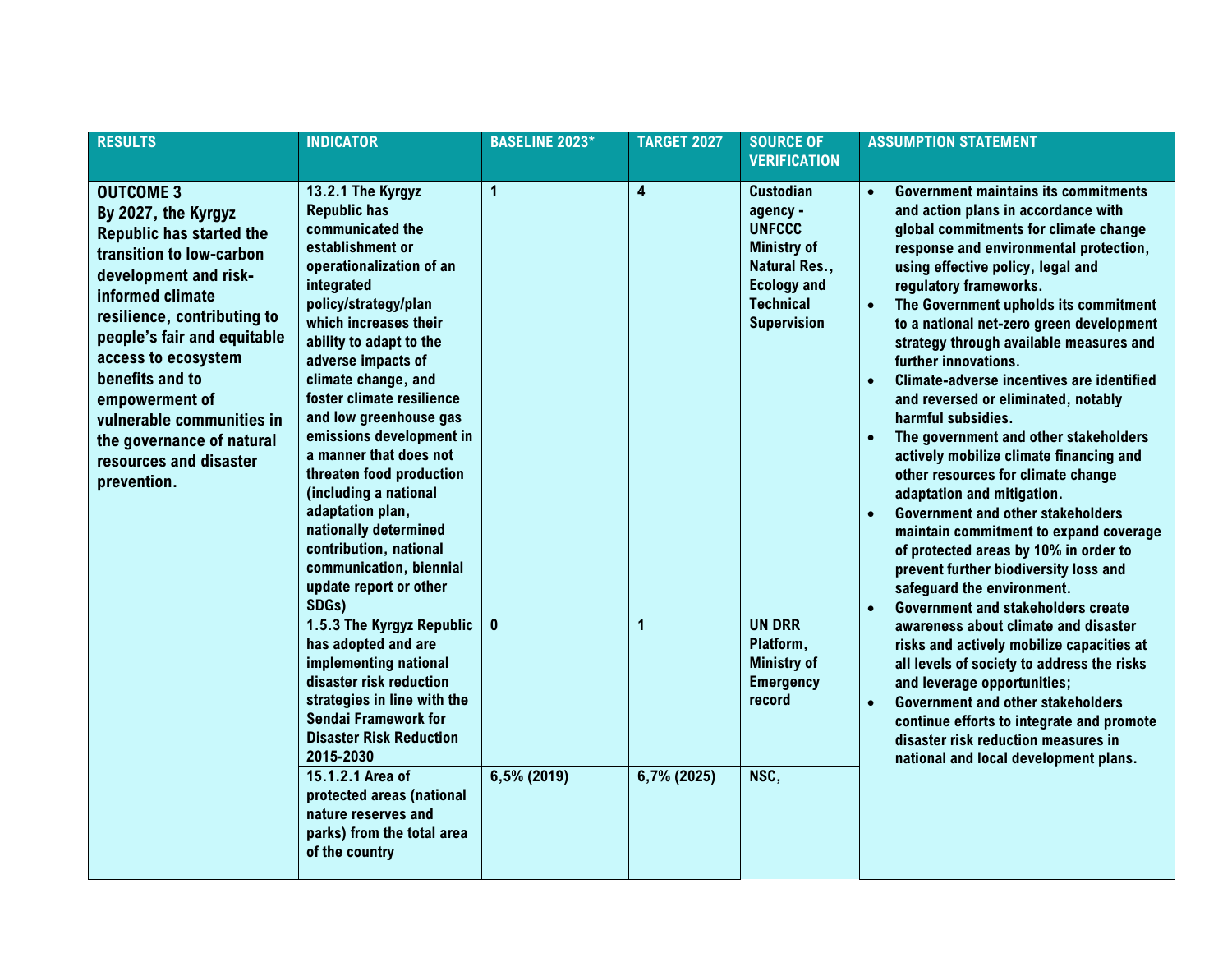| RESULTS | INDICATOR | BASELINE 2023* | TARGET 2027 | SOURCE OF VERIFICATION | ASSUMPTION STATEMENT |
|---|---|---|---|---|---|
| **OUTCOME 3**<br>By 2027, the Kyrgyz Republic has started the transition to low-carbon development and risk-informed climate resilience, contributing to people's fair and equitable access to ecosystem benefits and to empowerment of vulnerable communities in the governance of natural resources and disaster prevention. | 13.2.1 The Kyrgyz Republic has communicated the establishment or operationalization of an integrated policy/strategy/plan which increases their ability to adapt to the adverse impacts of climate change, and foster climate resilience and low greenhouse gas emissions development in a manner that does not threaten food production (including a national adaptation plan, nationally determined contribution, national communication, biennial update report or other SDGs) | 1 | 4 | Custodian agency - UNFCCC Ministry of Natural Res., Ecology and Technical Supervision | • Government maintains its commitments and action plans in accordance with global commitments for climate change response and environmental protection, using effective policy, legal and regulatory frameworks.<br>• The Government upholds its commitment to a national net-zero green development strategy through available measures and further innovations.<br>• Climate-adverse incentives are identified and reversed or eliminated, notably harmful subsidies.<br>• The government and other stakeholders actively mobilize climate financing and other resources for climate change adaptation and mitigation.<br>• Government and other stakeholders maintain commitment to expand coverage of protected areas by 10% in order to prevent further biodiversity loss and safeguard the environment.<br>• Government and stakeholders create awareness about climate and disaster risks and actively mobilize capacities at all levels of society to address the risks and leverage opportunities;<br>• Government and other stakeholders continue efforts to integrate and promote disaster risk reduction measures in national and local development plans. |
| | 1.5.3 The Kyrgyz Republic has adopted and are implementing national disaster risk reduction strategies in line with the Sendai Framework for Disaster Risk Reduction 2015-2030 | 0 | 1 | UN DRR Platform, Ministry of Emergency record | |
| | 15.1.2.1 Area of protected areas (national nature reserves and parks) from the total area of the country | 6,5% (2019) | 6,7% (2025) | NSC, | |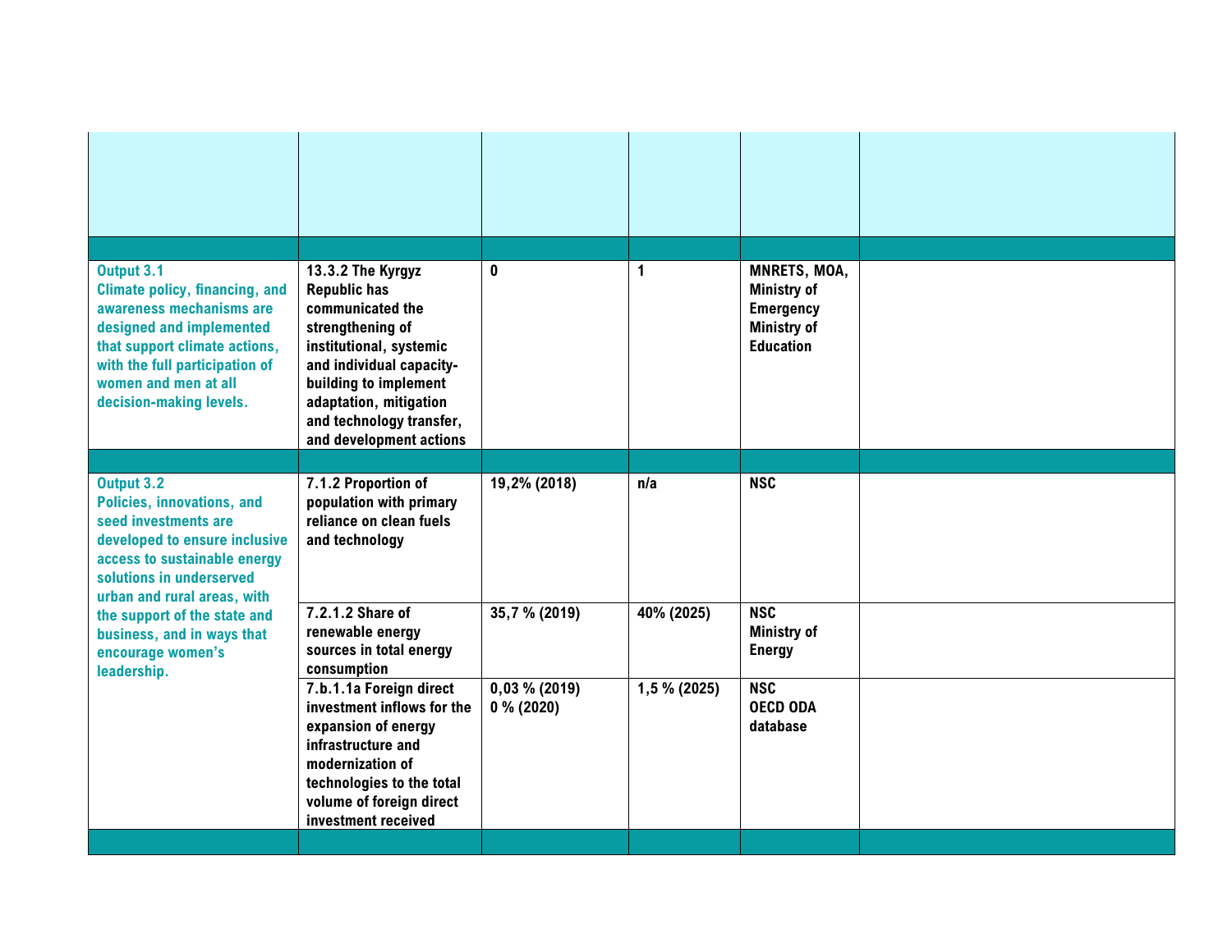| | | | | | |
|---|---|---|---|---|---|
| | | | | | |
| | | | | | |
| **Output 3.1**<br>**Climate policy, financing, and awareness mechanisms are designed and implemented that support climate actions, with the full participation of women and men at all decision-making levels.** | **13.3.2 The Kyrgyz Republic has communicated the strengthening of institutional, systemic and individual capacity-building to implement adaptation, mitigation and technology transfer, and development actions** | **0** | **1** | **MNRETS, MOA, Ministry of Emergency Ministry of Education** | |
| | | | | | |
| **Output 3.2**<br>**Policies, innovations, and seed investments are developed to ensure inclusive access to sustainable energy solutions in underserved urban and rural areas, with the support of the state and business, and in ways that encourage women's leadership.** | **7.1.2 Proportion of population with primary reliance on clean fuels and technology** | **19,2% (2018)** | **n/a** | **NSC** | |
| | **7.2.1.2 Share of renewable energy sources in total energy consumption** | **35,7 % (2019)** | **40% (2025)** | **NSC**<br>**Ministry of Energy** | |
| | **7.b.1.1a Foreign direct investment inflows for the expansion of energy infrastructure and modernization of technologies to the total volume of foreign direct investment received** | **0,03 % (2019)**<br>**0 % (2020)** | **1,5 % (2025)** | **NSC**<br>**OECD ODA database** | |
| | | | | | |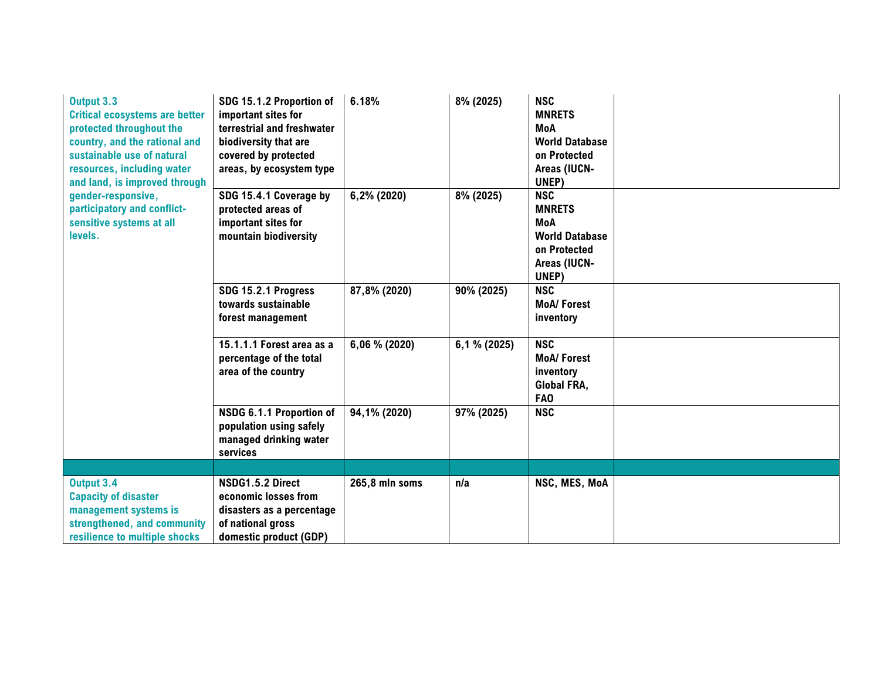| | | | | | |
|---|---|---|---|---|---|
| **Output 3.3** **Critical ecosystems are better protected throughout the country, and the rational and sustainable use of natural resources, including water and land, is improved through gender-responsive, participatory and conflict-sensitive systems at all levels.** | **SDG 15.1.2 Proportion of important sites for terrestrial and freshwater biodiversity that are covered by protected areas, by ecosystem type** | **6.18%** | **8% (2025)** | **NSC**<br>**MNRETS**<br>**MoA**<br>**World Database on Protected Areas (IUCN-UNEP)** | |
| | **SDG 15.4.1 Coverage by protected areas of important sites for mountain biodiversity** | **6,2% (2020)** | **8% (2025)** | **NSC**<br>**MNRETS**<br>**MoA**<br>**World Database on Protected Areas (IUCN-UNEP)** | |
| | **SDG 15.2.1 Progress towards sustainable forest management** | **87,8% (2020)** | **90% (2025)** | **NSC**<br>**MoA/ Forest inventory** | |
| | **15.1.1.1 Forest area as a percentage of the total area of the country** | **6,06 % (2020)** | **6,1 % (2025)** | **NSC**<br>**MoA/ Forest inventory**<br>**Global FRA, FAO** | |
| | **NSDG 6.1.1 Proportion of population using safely managed drinking water services** | **94,1% (2020)** | **97% (2025)** | **NSC** | |
| | | | | | |
| **Output 3.4** **Capacity of disaster management systems is strengthened, and community resilience to multiple shocks** | **NSDG1.5.2 Direct economic losses from disasters as a percentage of national gross domestic product (GDP)** | **265,8 mln soms** | **n/a** | **NSC, MES, MoA** | |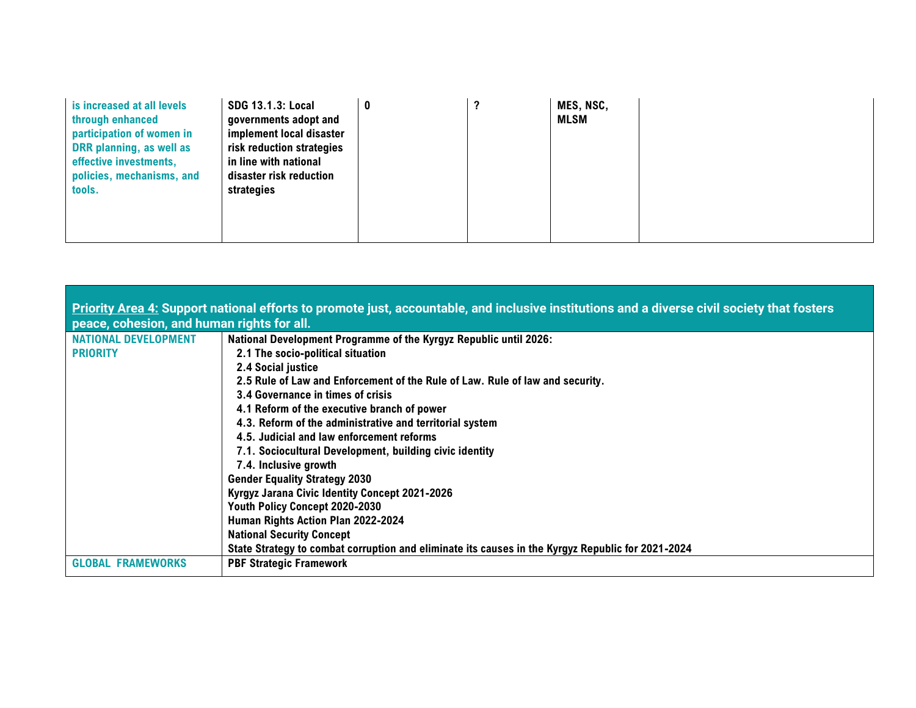| is increased at all levels through enhanced participation of women in DRR planning, as well as effective investments, policies, mechanisms, and tools. | SDG 13.1.3: Local governments adopt and implement local disaster risk reduction strategies in line with national disaster risk reduction strategies | 0 | ? | MES, NSC, MLSM | |
|---|---|---|---|---|---|

| **Priority Area 4:** Support national efforts to promote just, accountable, and inclusive institutions and a diverse civil society that fosters peace, cohesion, and human rights for all. | |
|---|---|
| NATIONAL DEVELOPMENT PRIORITY | National Development Programme of the Kyrgyz Republic until 2026:<br>2.1 The socio-political situation<br>2.4 Social justice<br>2.5 Rule of Law and Enforcement of the Rule of Law. Rule of law and security.<br>3.4 Governance in times of crisis<br>4.1 Reform of the executive branch of power<br>4.3. Reform of the administrative and territorial system<br>4.5. Judicial and law enforcement reforms<br>7.1. Sociocultural Development, building civic identity<br>7.4. Inclusive growth<br>Gender Equality Strategy 2030<br>Kyrgyz Jarana Civic Identity Concept 2021-2026<br>Youth Policy Concept 2020-2030<br>Human Rights Action Plan 2022-2024<br>National Security Concept<br>State Strategy to combat corruption and eliminate its causes in the Kyrgyz Republic for 2021-2024 |
| GLOBAL FRAMEWORKS | PBF Strategic Framework |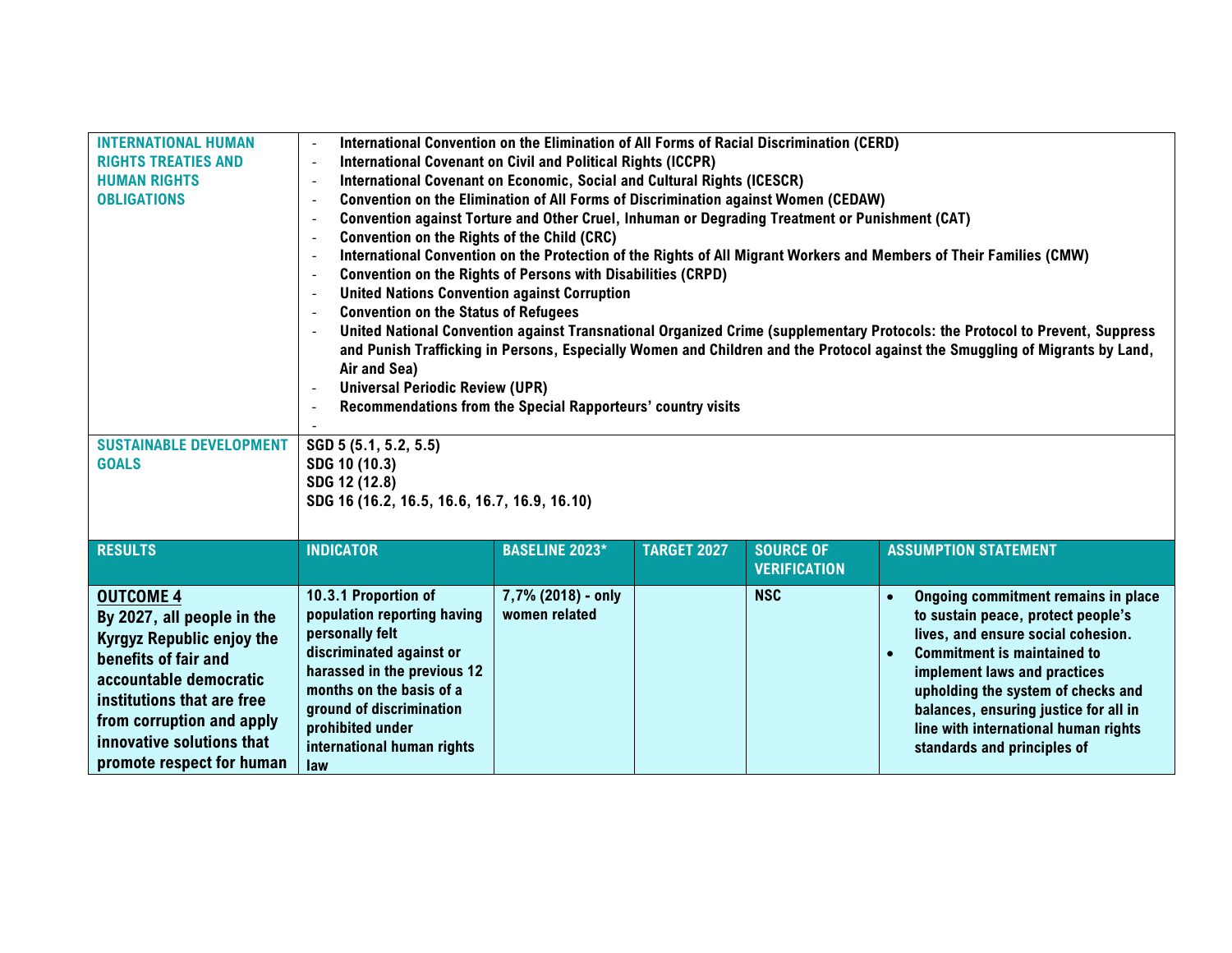| | | | | | |
|---|---|---|---|---|---|
| **INTERNATIONAL HUMAN RIGHTS TREATIES AND HUMAN RIGHTS OBLIGATIONS** | - International Convention on the Elimination of All Forms of Racial Discrimination (CERD)<br>- International Covenant on Civil and Political Rights (ICCPR)<br>- International Covenant on Economic, Social and Cultural Rights (ICESCR)<br>- Convention on the Elimination of All Forms of Discrimination against Women (CEDAW)<br>- Convention against Torture and Other Cruel, Inhuman or Degrading Treatment or Punishment (CAT)<br>- Convention on the Rights of the Child (CRC)<br>- International Convention on the Protection of the Rights of All Migrant Workers and Members of Their Families (CMW)<br>- Convention on the Rights of Persons with Disabilities (CRPD)<br>- United Nations Convention against Corruption<br>- Convention on the Status of Refugees<br>- United National Convention against Transnational Organized Crime (supplementary Protocols: the Protocol to Prevent, Suppress and Punish Trafficking in Persons, Especially Women and Children and the Protocol against the Smuggling of Migrants by Land, Air and Sea)<br>- Universal Periodic Review (UPR)<br>- Recommendations from the Special Rapporteurs' country visits<br>- | | | | |
| **SUSTAINABLE DEVELOPMENT GOALS** | SGD 5 (5.1, 5.2, 5.5)<br>SDG 10 (10.3)<br>SDG 12 (12.8)<br>SDG 16 (16.2, 16.5, 16.6, 16.7, 16.9, 16.10) | | | | |
| **RESULTS** | **INDICATOR** | **BASELINE 2023*** | **TARGET 2027** | **SOURCE OF VERIFICATION** | **ASSUMPTION STATEMENT** |
| **OUTCOME 4**<br>By 2027, all people in the Kyrgyz Republic enjoy the benefits of fair and accountable democratic institutions that are free from corruption and apply innovative solutions that promote respect for human | 10.3.1 Proportion of population reporting having personally felt discriminated against or harassed in the previous 12 months on the basis of a ground of discrimination prohibited under international human rights law | 7,7% (2018) - only women related | | NSC | • Ongoing commitment remains in place to sustain peace, protect people's lives, and ensure social cohesion.<br>• Commitment is maintained to implement laws and practices upholding the system of checks and balances, ensuring justice for all in line with international human rights standards and principles of |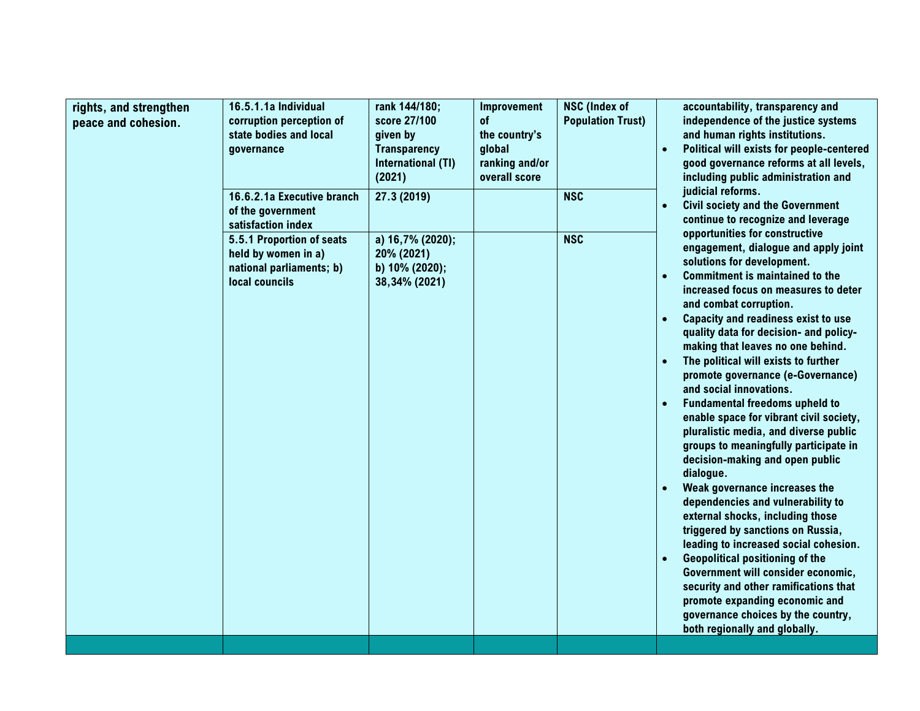| rights, and strengthen peace and cohesion. | 16.5.1.1a Individual corruption perception of state bodies and local governance | rank 144/180; score 27/100 given by Transparency International (TI) (2021) | Improvement of the country's global ranking and/or overall score | NSC (Index of Population Trust) | accountability, transparency and independence of the justice systems and human rights institutions.<br>• Political will exists for people-centered good governance reforms at all levels, including public administration and judicial reforms.<br>• Civil society and the Government continue to recognize and leverage opportunities for constructive engagement, dialogue and apply joint solutions for development.<br>• Commitment is maintained to the increased focus on measures to deter and combat corruption.<br>• Capacity and readiness exist to use quality data for decision- and policy-making that leaves no one behind.<br>• The political will exists to further promote governance (e-Governance) and social innovations.<br>• Fundamental freedoms upheld to enable space for vibrant civil society, pluralistic media, and diverse public groups to meaningfully participate in decision-making and open public dialogue.<br>• Weak governance increases the dependencies and vulnerability to external shocks, including those triggered by sanctions on Russia, leading to increased social cohesion.<br>• Geopolitical positioning of the Government will consider economic, security and other ramifications that promote expanding economic and governance choices by the country, both regionally and globally. |
|---|---|---|---|---|---|
| | 16.6.2.1a Executive branch of the government satisfaction index | 27.3 (2019) | | NSC | |
| | 5.5.1 Proportion of seats held by women in a) national parliaments; b) local councils | a) 16,7% (2020); 20% (2021)<br>b) 10% (2020); 38,34% (2021) | | NSC | |
| | | | | | |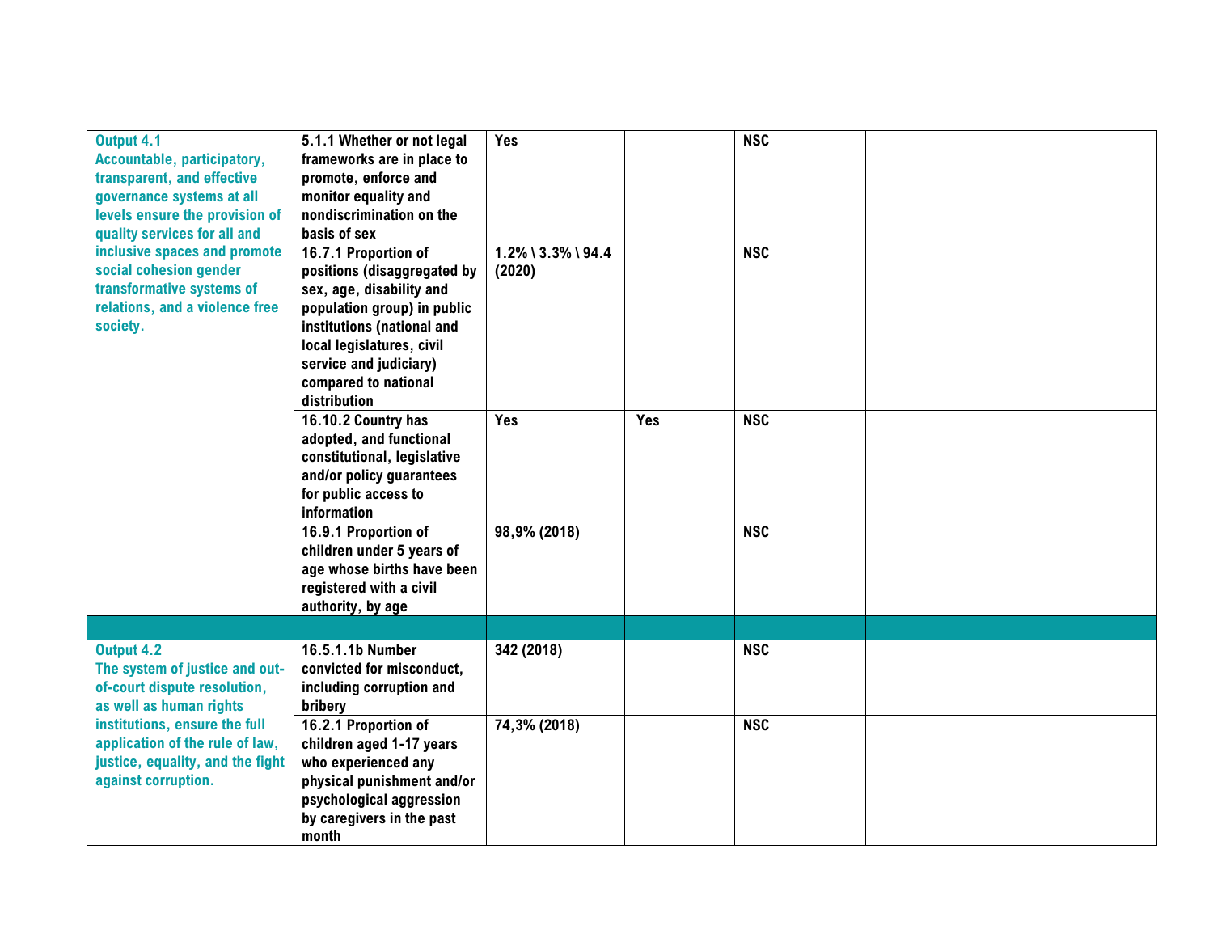| | | | | | |
|---|---|---|---|---|---|
| **Output 4.1** **Accountable, participatory, transparent, and effective governance systems at all levels ensure the provision of quality services for all and inclusive spaces and promote social cohesion gender transformative systems of relations, and a violence free society.** | **5.1.1 Whether or not legal frameworks are in place to promote, enforce and monitor equality and nondiscrimination on the basis of sex** | **Yes** | | **NSC** | |
| | **16.7.1 Proportion of positions (disaggregated by sex, age, disability and population group) in public institutions (national and local legislatures, civil service and judiciary) compared to national distribution** | **1.2% \ 3.3% \ 94.4 (2020)** | | **NSC** | |
| | **16.10.2 Country has adopted, and functional constitutional, legislative and/or policy guarantees for public access to information** | **Yes** | **Yes** | **NSC** | |
| | **16.9.1 Proportion of children under 5 years of age whose births have been registered with a civil authority, by age** | **98,9% (2018)** | | **NSC** | |
| | | | | | |
| **Output 4.2** **The system of justice and out-of-court dispute resolution, as well as human rights institutions, ensure the full application of the rule of law, justice, equality, and the fight against corruption.** | **16.5.1.1b Number convicted for misconduct, including corruption and bribery** | **342 (2018)** | | **NSC** | |
| | **16.2.1 Proportion of children aged 1-17 years who experienced any physical punishment and/or psychological aggression by caregivers in the past month** | **74,3% (2018)** | | **NSC** | |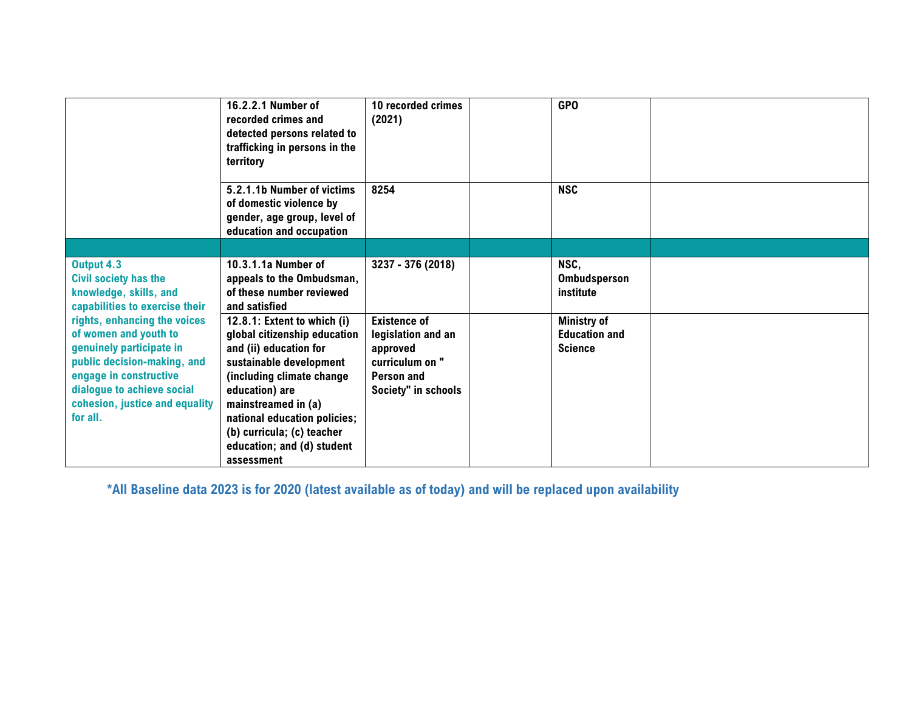| | | | | | |
|---|---|---|---|---|---|
| | **16.2.2.1 Number of recorded crimes and detected persons related to trafficking in persons in the territory** | **10 recorded crimes (2021)** | | **GPO** | |
| | **5.2.1.1b Number of victims of domestic violence by gender, age group, level of education and occupation** | **8254** | | **NSC** | |
| | | | | | |
| **Output 4.3 Civil society has the knowledge, skills, and capabilities to exercise their rights, enhancing the voices of women and youth to genuinely participate in public decision-making, and engage in constructive dialogue to achieve social cohesion, justice and equality for all.** | **10.3.1.1a Number of appeals to the Ombudsman, of these number reviewed and satisfied** | **3237 - 376 (2018)** | | **NSC, Ombudsperson institute** | |
| | **12.8.1: Extent to which (i) global citizenship education and (ii) education for sustainable development (including climate change education) are mainstreamed in (a) national education policies; (b) curricula; (c) teacher education; and (d) student assessment** | **Existence of legislation and an approved curriculum on " Person and Society" in schools** | | **Ministry of Education and Science** | |

**\*All Baseline data 2023 is for 2020 (latest available as of today) and will be replaced upon availability**